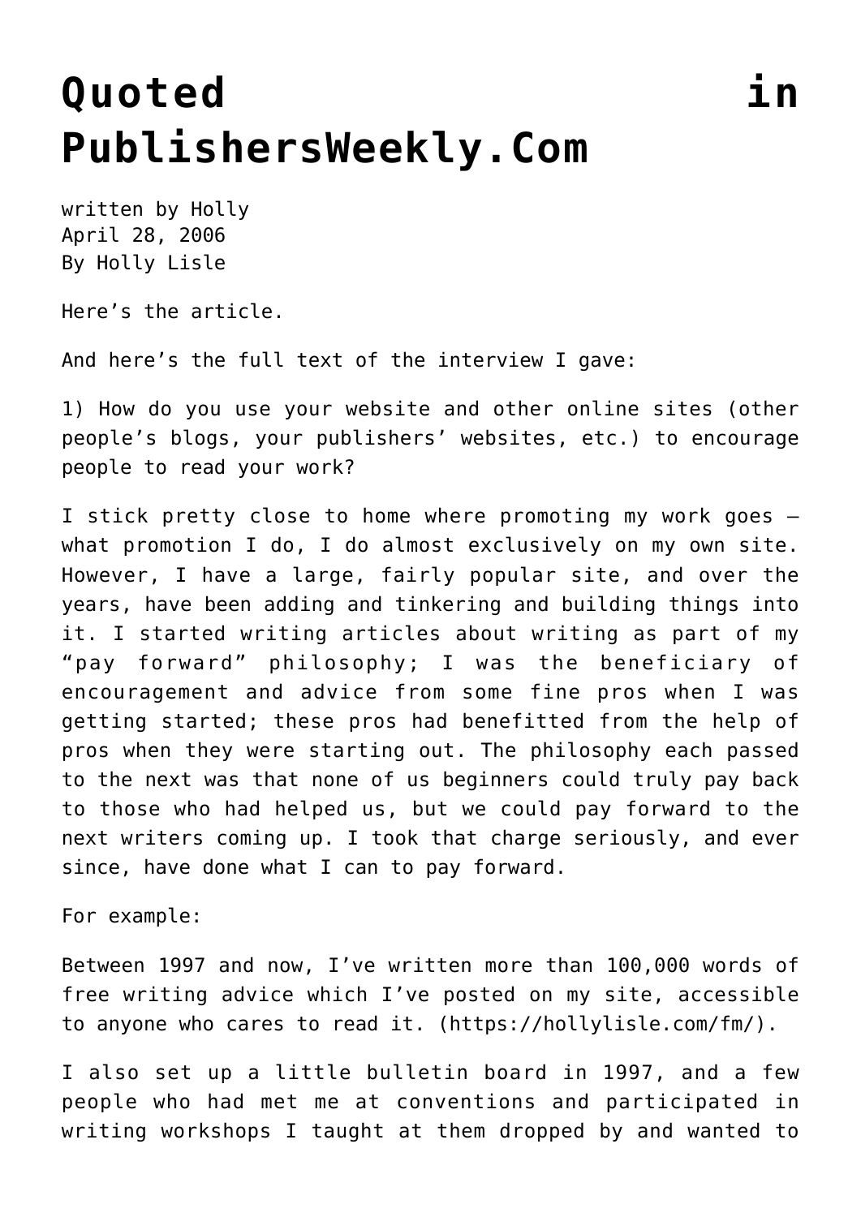# Quoted in PublishersWeekly.Com

written by Holly
April 28, 2006
By Holly Lisle

Here's the article.

And here's the full text of the interview I gave:

1) How do you use your website and other online sites (other people's blogs, your publishers' websites, etc.) to encourage people to read your work?

I stick pretty close to home where promoting my work goes — what promotion I do, I do almost exclusively on my own site. However, I have a large, fairly popular site, and over the years, have been adding and tinkering and building things into it. I started writing articles about writing as part of my "pay forward" philosophy; I was the beneficiary of encouragement and advice from some fine pros when I was getting started; these pros had benefitted from the help of pros when they were starting out. The philosophy each passed to the next was that none of us beginners could truly pay back to those who had helped us, but we could pay forward to the next writers coming up. I took that charge seriously, and ever since, have done what I can to pay forward.

For example:

Between 1997 and now, I've written more than 100,000 words of free writing advice which I've posted on my site, accessible to anyone who cares to read it. (https://hollylisle.com/fm/).

I also set up a little bulletin board in 1997, and a few people who had met me at conventions and participated in writing workshops I taught at them dropped by and wanted to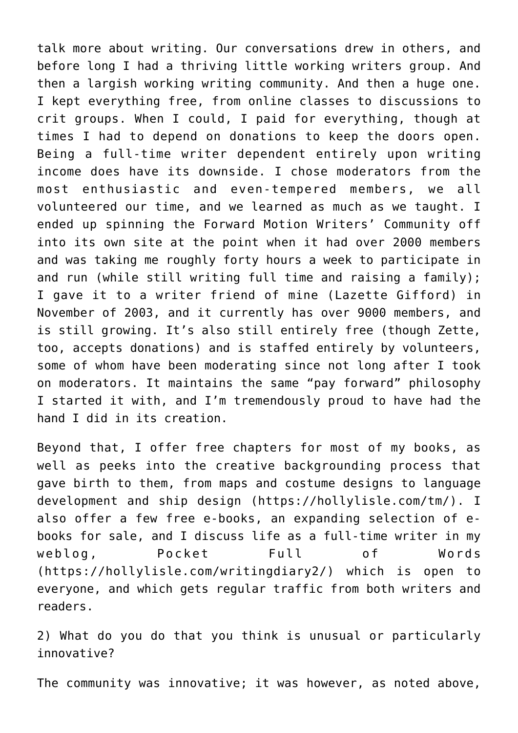talk more about writing. Our conversations drew in others, and before long I had a thriving little working writers group. And then a largish working writing community. And then a huge one. I kept everything free, from online classes to discussions to crit groups. When I could, I paid for everything, though at times I had to depend on donations to keep the doors open. Being a full-time writer dependent entirely upon writing income does have its downside. I chose moderators from the most enthusiastic and even-tempered members, we all volunteered our time, and we learned as much as we taught. I ended up spinning the Forward Motion Writers' Community off into its own site at the point when it had over 2000 members and was taking me roughly forty hours a week to participate in and run (while still writing full time and raising a family); I gave it to a writer friend of mine (Lazette Gifford) in November of 2003, and it currently has over 9000 members, and is still growing. It's also still entirely free (though Zette, too, accepts donations) and is staffed entirely by volunteers, some of whom have been moderating since not long after I took on moderators. It maintains the same "pay forward" philosophy I started it with, and I'm tremendously proud to have had the hand I did in its creation.

Beyond that, I offer free chapters for most of my books, as well as peeks into the creative backgrounding process that gave birth to them, from maps and costume designs to language development and ship design (https://hollylisle.com/tm/). I also offer a few free e-books, an expanding selection of e-books for sale, and I discuss life as a full-time writer in my weblog, Pocket Full of Words (https://hollylisle.com/writingdiary2/) which is open to everyone, and which gets regular traffic from both writers and readers.

2) What do you do that you think is unusual or particularly innovative?

The community was innovative; it was however, as noted above,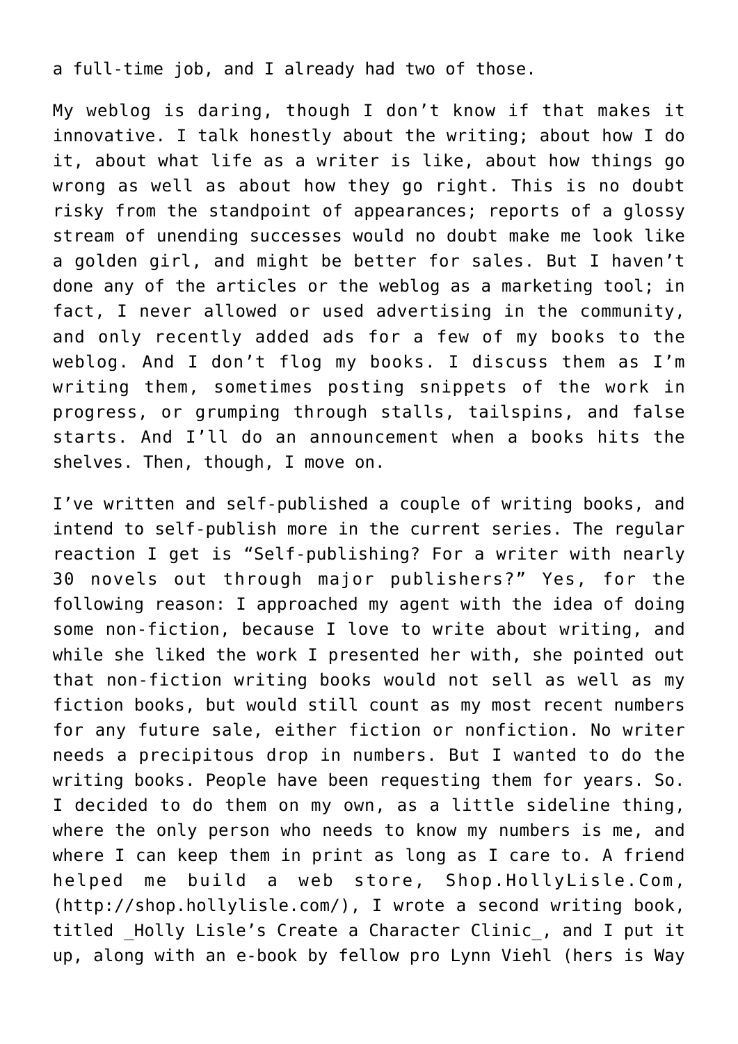a full-time job, and I already had two of those.

My weblog is daring, though I don't know if that makes it innovative. I talk honestly about the writing; about how I do it, about what life as a writer is like, about how things go wrong as well as about how they go right. This is no doubt risky from the standpoint of appearances; reports of a glossy stream of unending successes would no doubt make me look like a golden girl, and might be better for sales. But I haven't done any of the articles or the weblog as a marketing tool; in fact, I never allowed or used advertising in the community, and only recently added ads for a few of my books to the weblog. And I don't flog my books. I discuss them as I'm writing them, sometimes posting snippets of the work in progress, or grumping through stalls, tailspins, and false starts. And I'll do an announcement when a books hits the shelves. Then, though, I move on.

I've written and self-published a couple of writing books, and intend to self-publish more in the current series. The regular reaction I get is "Self-publishing? For a writer with nearly 30 novels out through major publishers?" Yes, for the following reason: I approached my agent with the idea of doing some non-fiction, because I love to write about writing, and while she liked the work I presented her with, she pointed out that non-fiction writing books would not sell as well as my fiction books, but would still count as my most recent numbers for any future sale, either fiction or nonfiction. No writer needs a precipitous drop in numbers. But I wanted to do the writing books. People have been requesting them for years. So. I decided to do them on my own, as a little sideline thing, where the only person who needs to know my numbers is me, and where I can keep them in print as long as I care to. A friend helped me build a web store, Shop.HollyLisle.Com, (http://shop.hollylisle.com/), I wrote a second writing book, titled _Holly Lisle's Create a Character Clinic_, and I put it up, along with an e-book by fellow pro Lynn Viehl (hers is Way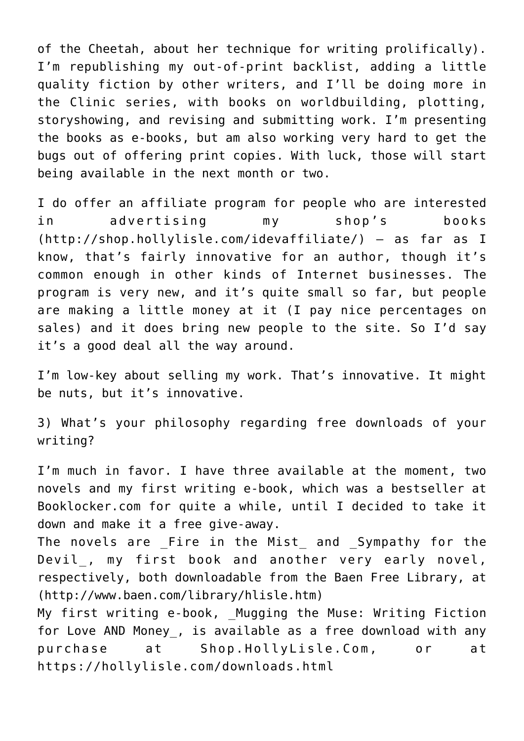of the Cheetah, about her technique for writing prolifically). I'm republishing my out-of-print backlist, adding a little quality fiction by other writers, and I'll be doing more in the Clinic series, with books on worldbuilding, plotting, storyshowing, and revising and submitting work. I'm presenting the books as e-books, but am also working very hard to get the bugs out of offering print copies. With luck, those will start being available in the next month or two.

I do offer an affiliate program for people who are interested in advertising my shop's books (http://shop.hollylisle.com/idevaffiliate/) — as far as I know, that's fairly innovative for an author, though it's common enough in other kinds of Internet businesses. The program is very new, and it's quite small so far, but people are making a little money at it (I pay nice percentages on sales) and it does bring new people to the site. So I'd say it's a good deal all the way around.

I'm low-key about selling my work. That's innovative. It might be nuts, but it's innovative.

3) What's your philosophy regarding free downloads of your writing?

I'm much in favor. I have three available at the moment, two novels and my first writing e-book, which was a bestseller at Booklocker.com for quite a while, until I decided to take it down and make it a free give-away.
The novels are _Fire in the Mist_ and _Sympathy for the Devil_, my first book and another very early novel, respectively, both downloadable from the Baen Free Library, at (http://www.baen.com/library/hlisle.htm)
My first writing e-book, _Mugging the Muse: Writing Fiction for Love AND Money_, is available as a free download with any purchase at Shop.HollyLisle.Com, or at https://hollylisle.com/downloads.html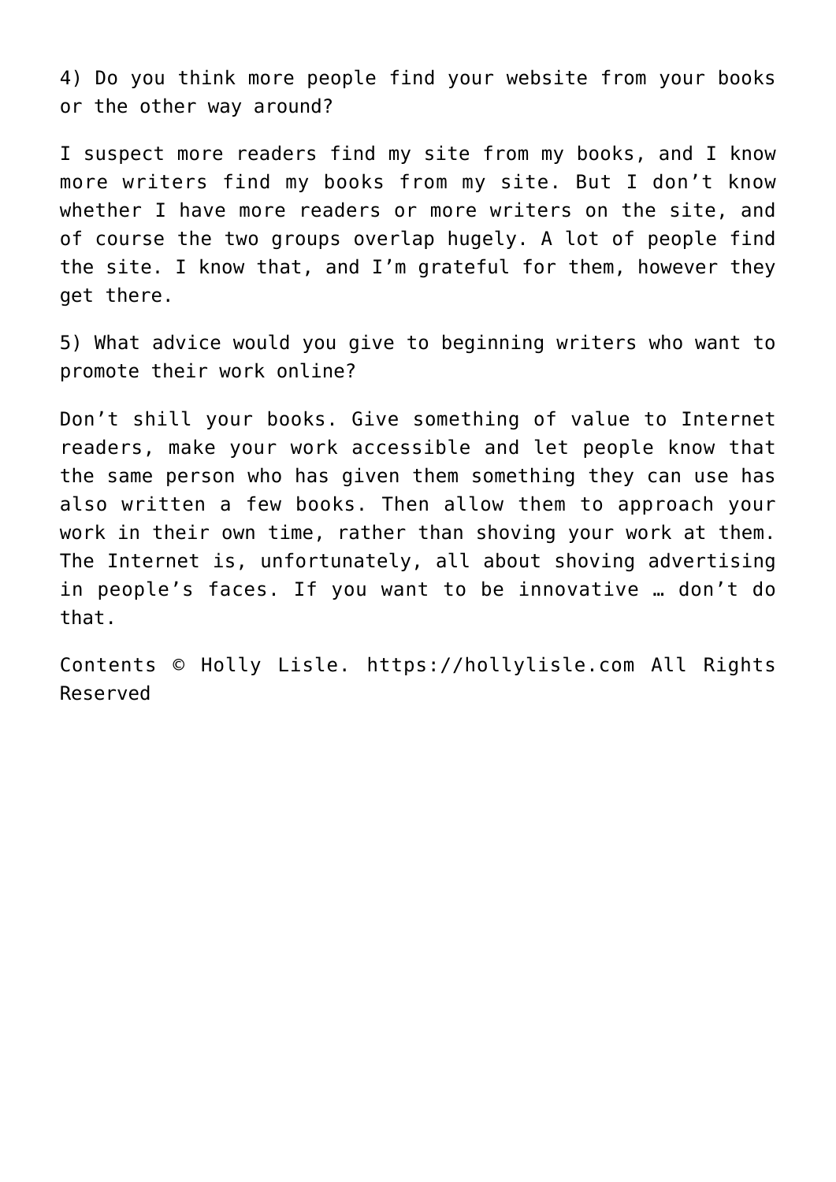4) Do you think more people find your website from your books or the other way around?

I suspect more readers find my site from my books, and I know more writers find my books from my site. But I don't know whether I have more readers or more writers on the site, and of course the two groups overlap hugely. A lot of people find the site. I know that, and I'm grateful for them, however they get there.

5) What advice would you give to beginning writers who want to promote their work online?

Don't shill your books. Give something of value to Internet readers, make your work accessible and let people know that the same person who has given them something they can use has also written a few books. Then allow them to approach your work in their own time, rather than shoving your work at them. The Internet is, unfortunately, all about shoving advertising in people's faces. If you want to be innovative … don't do that.

Contents © Holly Lisle. https://hollylisle.com All Rights Reserved